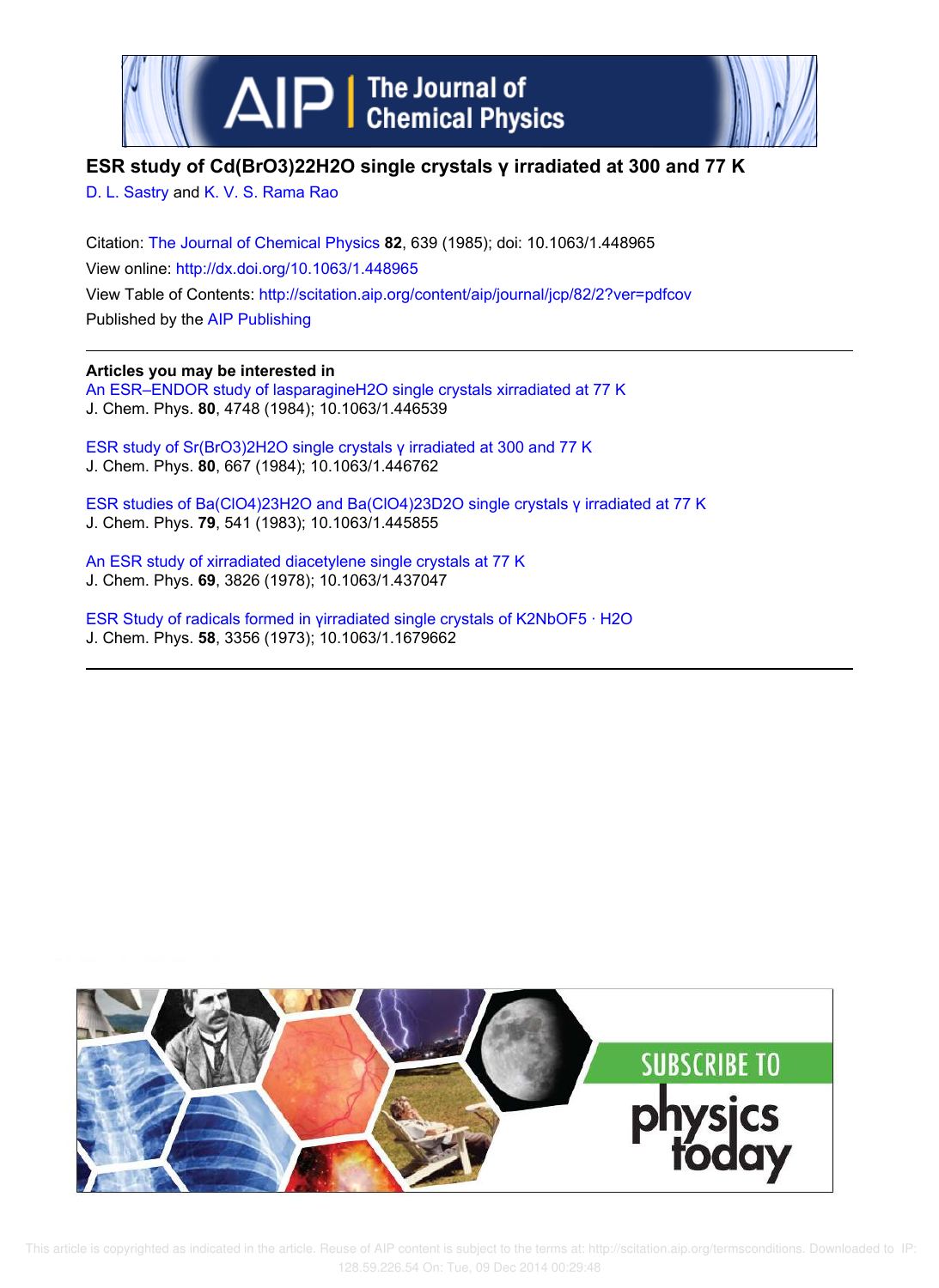# ESR study of Cd(BrO3)22H2O single crystals γ irradiated at 300 and 77 K

D. L. Sastry and K. V. S. Rama Rao

Citation: The Journal of Chemical Physics **82**, 639 (1985); doi: 10.1063/1.448965

View online: http://dx.doi.org/10.1063/1.448965

View Table of Contents: http://scitation.aip.org/content/aip/journal/jcp/82/2?ver=pdfcov

Published by the AIP Publishing

## Articles you may be interested in

An ESR–ENDOR study of lasparagineH2O single crystals xirradiated at 77 K
J. Chem. Phys. **80**, 4748 (1984); 10.1063/1.446539

ESR study of Sr(BrO3)2H2O single crystals γ irradiated at 300 and 77 K
J. Chem. Phys. **80**, 667 (1984); 10.1063/1.446762

ESR studies of Ba(ClO4)23H2O and Ba(ClO4)23D2O single crystals γ irradiated at 77 K
J. Chem. Phys. **79**, 541 (1983); 10.1063/1.445855

An ESR study of xirradiated diacetylene single crystals at 77 K
J. Chem. Phys. **69**, 3826 (1978); 10.1063/1.437047

ESR Study of radicals formed in γirradiated single crystals of K2NbOF5 · H2O
J. Chem. Phys. **58**, 3356 (1973); 10.1063/1.1679662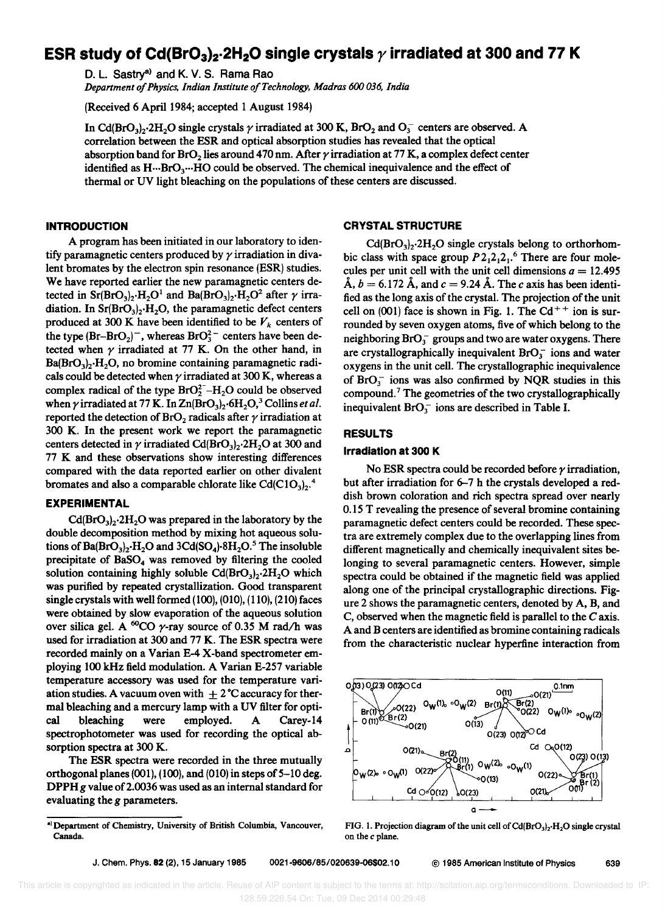# ESR study of $Cd(BrO_3)_2 \cdot 2H_2O$ single crystals $\gamma$ irradiated at 300 and 77 K

D. L. Sastry[a] and K. V. S. Rama Rao

*Department of Physics, Indian Institute of Technology, Madras 600 036, India*

(Received 6 April 1984; accepted 1 August 1984)

In $Cd(BrO_3)_2 \cdot 2H_2O$ single crystals $\gamma$ irradiated at 300 K, $BrO_2$ and $O_3^-$ centers are observed. A correlation between the ESR and optical absorption studies has revealed that the optical absorption band for $BrO_2$ lies around 470 nm. After $\gamma$ irradiation at 77 K, a complex defect center identified as $H \cdots BrO_3 \cdots HO$ could be observed. The chemical inequivalence and the effect of thermal or UV light bleaching on the populations of these centers are discussed.

## INTRODUCTION

A program has been initiated in our laboratory to identify paramagnetic centers produced by $\gamma$ irradiation in divalent bromates by the electron spin resonance (ESR) studies. We have reported earlier the new paramagnetic centers detected in $Sr(BrO_3)_2 \cdot H_2O$[1] and $Ba(BrO_3)_2 \cdot H_2O$[2] after $\gamma$ irradiation. In $Sr(BrO_3)_2 \cdot H_2O$, the paramagnetic defect centers produced at 300 K have been identified to be $V_k$ centers of the type $(Br–BrO_2)^-$, whereas $BrO_3^{2-}$ centers have been detected when $\gamma$ irradiated at 77 K. On the other hand, in $Ba(BrO_3)_2 \cdot H_2O$, no bromine containing paramagnetic radicals could be detected when $\gamma$ irradiated at 300 K, whereas a complex radical of the type $BrO_3^{2-}–H_2O$ could be observed when $\gamma$ irradiated at 77 K. In $Zn(BrO_3)_2 \cdot 6H_2O$,[3] Collins *et al.* reported the detection of $BrO_2$ radicals after $\gamma$ irradiation at 300 K. In the present work we report the paramagnetic centers detected in $\gamma$ irradiated $Cd(BrO_3)_2 \cdot 2H_2O$ at 300 and 77 K and these observations show interesting differences compared with the data reported earlier on other divalent bromates and also a comparable chlorate like $Cd(ClO_3)_2$.[4]

## EXPERIMENTAL

$Cd(BrO_3)_2 \cdot 2H_2O$ was prepared in the laboratory by the double decomposition method by mixing hot aqueous solutions of $Ba(BrO_3)_2 \cdot H_2O$ and $3Cd(SO_4) \cdot 8H_2O$.[5] The insoluble precipitate of $BaSO_4$ was removed by filtering the cooled solution containing highly soluble $Cd(BrO_3)_2 \cdot 2H_2O$ which was purified by repeated crystallization. Good transparent single crystals with well formed (100), (010), (110), (210) faces were obtained by slow evaporation of the aqueous solution over silica gel. A $^{60}$CO $\gamma$-ray source of 0.35 M rad/h was used for irradiation at 300 and 77 K. The ESR spectra were recorded mainly on a Varian E-4 X-band spectrometer employing 100 kHz field modulation. A Varian E-257 variable temperature accessory was used for the temperature variation studies. A vacuum oven with $\pm 2$ °C accuracy for thermal bleaching and a mercury lamp with a UV filter for optical bleaching were employed. A Carey-14 spectrophotometer was used for recording the optical absorption spectra at 300 K.

The ESR spectra were recorded in the three mutually orthogonal planes (001), (100), and (010) in steps of 5–10 deg. DPPH $g$ value of 2.0036 was used as an internal standard for evaluating the $g$ parameters.

## CRYSTAL STRUCTURE

$Cd(BrO_3)_2 \cdot 2H_2O$ single crystals belong to orthorhombic class with space group $P2_12_12_1$.[6] There are four molecules per unit cell with the unit cell dimensions $a = 12.495$ Å, $b = 6.172$ Å, and $c = 9.24$ Å. The $c$ axis has been identified as the long axis of the crystal. The projection of the unit cell on (001) face is shown in Fig. 1. The $Cd^{++}$ ion is surrounded by seven oxygen atoms, five of which belong to the neighboring $BrO_3^-$ groups and two are water oxygens. There are crystallographically inequivalent $BrO_3^-$ ions and water oxygens in the unit cell. The crystallographic inequivalence of $BrO_3^-$ ions was also confirmed by NQR studies in this compound.[7] The geometries of the two crystallographically inequivalent $BrO_3^-$ ions are described in Table I.

## RESULTS

### Irradiation at 300 K

No ESR spectra could be recorded before $\gamma$ irradiation, but after irradiation for 6–7 h the crystals developed a reddish brown coloration and rich spectra spread over nearly 0.15 T revealing the presence of several bromine containing paramagnetic defect centers could be recorded. These spectra are extremely complex due to the overlapping lines from different magnetically and chemically inequivalent sites belonging to several paramagnetic centers. However, simple spectra could be obtained if the magnetic field was applied along one of the principal crystallographic directions. Figure 2 shows the paramagnetic centers, denoted by A, B, and C, observed when the magnetic field is parallel to the $C$ axis. A and B centers are identified as bromine containing radicals from the characteristic nuclear hyperfine interaction from

FIG. 1. Projection diagram of the unit cell of $Cd(BrO_3)_2 \cdot H_2O$ single crystal on the $c$ plane.

[a] Department of Chemistry, University of British Columbia, Vancouver, Canada.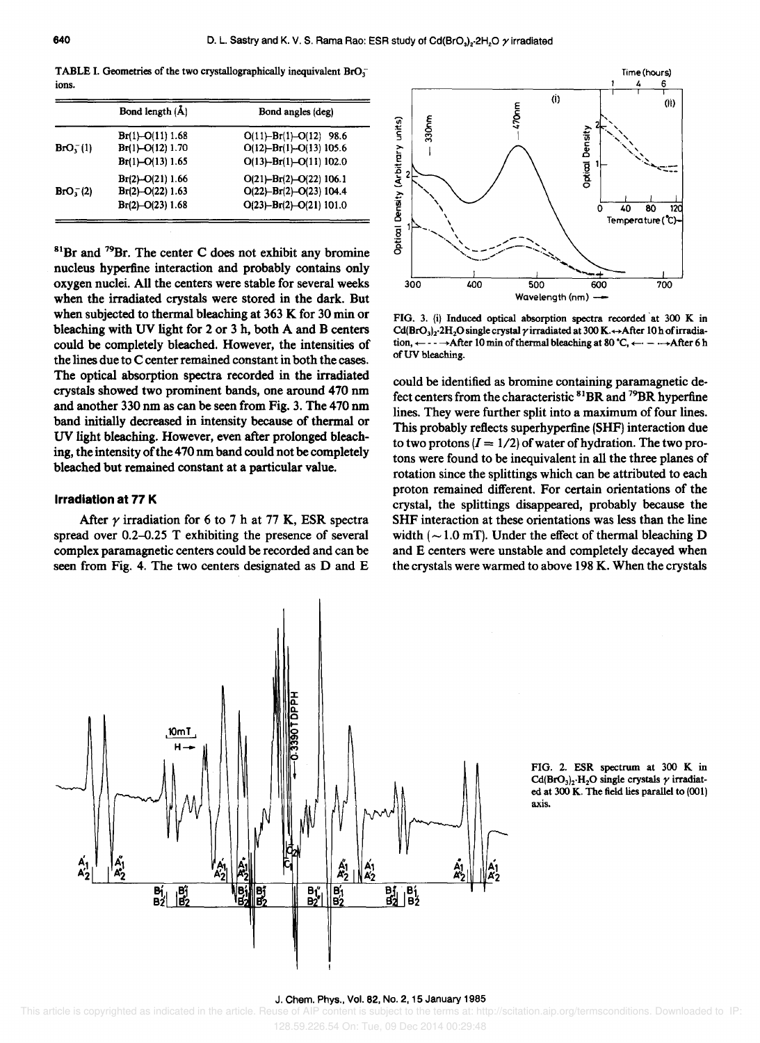TABLE I. Geometries of the two crystallographically inequivalent $BrO_3^-$ ions.

| | Bond length (Å) | Bond angles (deg) |
|---|---|---|
| $BrO_3^-(1)$ | Br(1)–O(11) 1.68 | O(11)–Br(1)–O(12) 98.6 |
| | Br(1)–O(12) 1.70 | O(12)–Br(1)–O(13) 105.6 |
| | Br(1)–O(13) 1.65 | O(13)–Br(1)–O(11) 102.0 |
| $BrO_3^-(2)$ | Br(2)–O(21) 1.66 | O(21)–Br(2)–O(22) 106.1 |
| | Br(2)–O(22) 1.63 | O(22)–Br(2)–O(23) 104.4 |
| | Br(2)–O(23) 1.68 | O(23)–Br(2)–O(21) 101.0 |

$^{81}Br$ and $^{79}Br$. The center C does not exhibit any bromine nucleus hyperfine interaction and probably contains only oxygen nuclei. All the centers were stable for several weeks when the irradiated crystals were stored in the dark. But when subjected to thermal bleaching at 363 K for 30 min or bleaching with UV light for 2 or 3 h, both A and B centers could be completely bleached. However, the intensities of the lines due to C center remained constant in both the cases. The optical absorption spectra recorded in the irradiated crystals showed two prominent bands, one around 470 nm and another 330 nm as can be seen from Fig. 3. The 470 nm band initially decreased in intensity because of thermal or UV light bleaching. However, even after prolonged bleaching, the intensity of the 470 nm band could not be completely bleached but remained constant at a particular value.

### Irradiation at 77 K

After $\gamma$ irradiation for 6 to 7 h at 77 K, ESR spectra spread over 0.2–0.25 T exhibiting the presence of several complex paramagnetic centers could be recorded and can be seen from Fig. 4. The two centers designated as D and E could be identified as bromine containing paramagnetic defect centers from the characteristic $^{81}BR$ and $^{79}BR$ hyperfine lines. They were further split into a maximum of four lines. This probably reflects superhyperfine (SHF) interaction due to two protons ($I = 1/2$) of water of hydration. The two protons were found to be inequivalent in all the three planes of rotation since the splittings which can be attributed to each proton remained different. For certain orientations of the crystal, the splittings disappeared, probably because the SHF interaction at these orientations was less than the line width ($\sim 1.0$ mT). Under the effect of thermal bleaching D and E centers were unstable and completely decayed when the crystals were warmed to above 198 K. When the crystals

FIG. 3. (i) Induced optical absorption spectra recorded at 300 K in $Cd(BrO_3)_2 \cdot 2H_2O$ single crystal $\gamma$ irradiated at 300 K. ←→After 10 h of irradiation, ←- - -→After 10 min of thermal bleaching at 80 °C, ←— —→After 6 h of UV bleaching.

FIG. 2. ESR spectrum at 300 K in $Cd(BrO_3)_2 \cdot H_2O$ single crystals $\gamma$ irradiated at 300 K. The field lies parallel to (001) axis.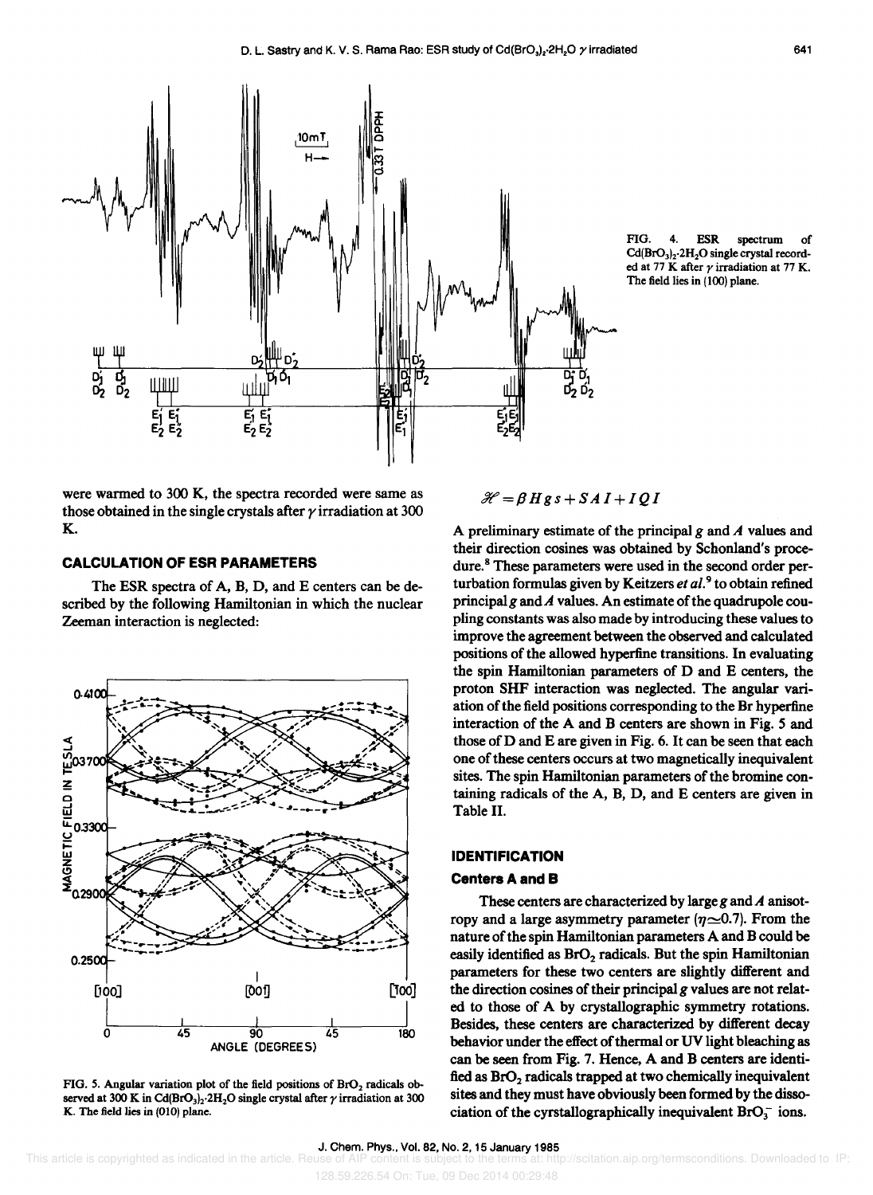FIG. 4. ESR spectrum of $Cd(BrO_3)_2 \cdot 2H_2O$ single crystal recorded at 77 K after $\gamma$ irradiation at 77 K. The field lies in (100) plane.

were warmed to 300 K, the spectra recorded were same as those obtained in the single crystals after $\gamma$ irradiation at 300 K.

## CALCULATION OF ESR PARAMETERS

The ESR spectra of A, B, D, and E centers can be described by the following Hamiltonian in which the nuclear Zeeman interaction is neglected:

$$\mathscr{H} = \beta H g s + S A I + I Q I$$

A preliminary estimate of the principal $g$ and $A$ values and their direction cosines was obtained by Schonland's procedure.[8] These parameters were used in the second order perturbation formulas given by Keitzers *et al.*[9] to obtain refined principal $g$ and $A$ values. An estimate of the quadrupole coupling constants was also made by introducing these values to improve the agreement between the observed and calculated positions of the allowed hyperfine transitions. In evaluating the spin Hamiltonian parameters of D and E centers, the proton SHF interaction was neglected. The angular variation of the field positions corresponding to the Br hyperfine interaction of the A and B centers are shown in Fig. 5 and those of D and E are given in Fig. 6. It can be seen that each one of these centers occurs at two magnetically inequivalent sites. The spin Hamiltonian parameters of the bromine containing radicals of the A, B, D, and E centers are given in Table II.

FIG. 5. Angular variation plot of the field positions of $BrO_2$ radicals observed at 300 K in $Cd(BrO_3)_2 \cdot 2H_2O$ single crystal after $\gamma$ irradiation at 300 K. The field lies in (010) plane.

## IDENTIFICATION

### Centers A and B

These centers are characterized by large $g$ and $A$ anisotropy and a large asymmetry parameter ($\eta \simeq 0.7$). From the nature of the spin Hamiltonian parameters A and B could be easily identified as $BrO_2$ radicals. But the spin Hamiltonian parameters for these two centers are slightly different and the direction cosines of their principal $g$ values are not related to those of A by crystallographic symmetry rotations. Besides, these centers are characterized by different decay behavior under the effect of thermal or UV light bleaching as can be seen from Fig. 7. Hence, A and B centers are identified as $BrO_2$ radicals trapped at two chemically inequivalent sites and they must have obviously been formed by the dissociation of the cyrstallographically inequivalent $BrO_3^-$ ions.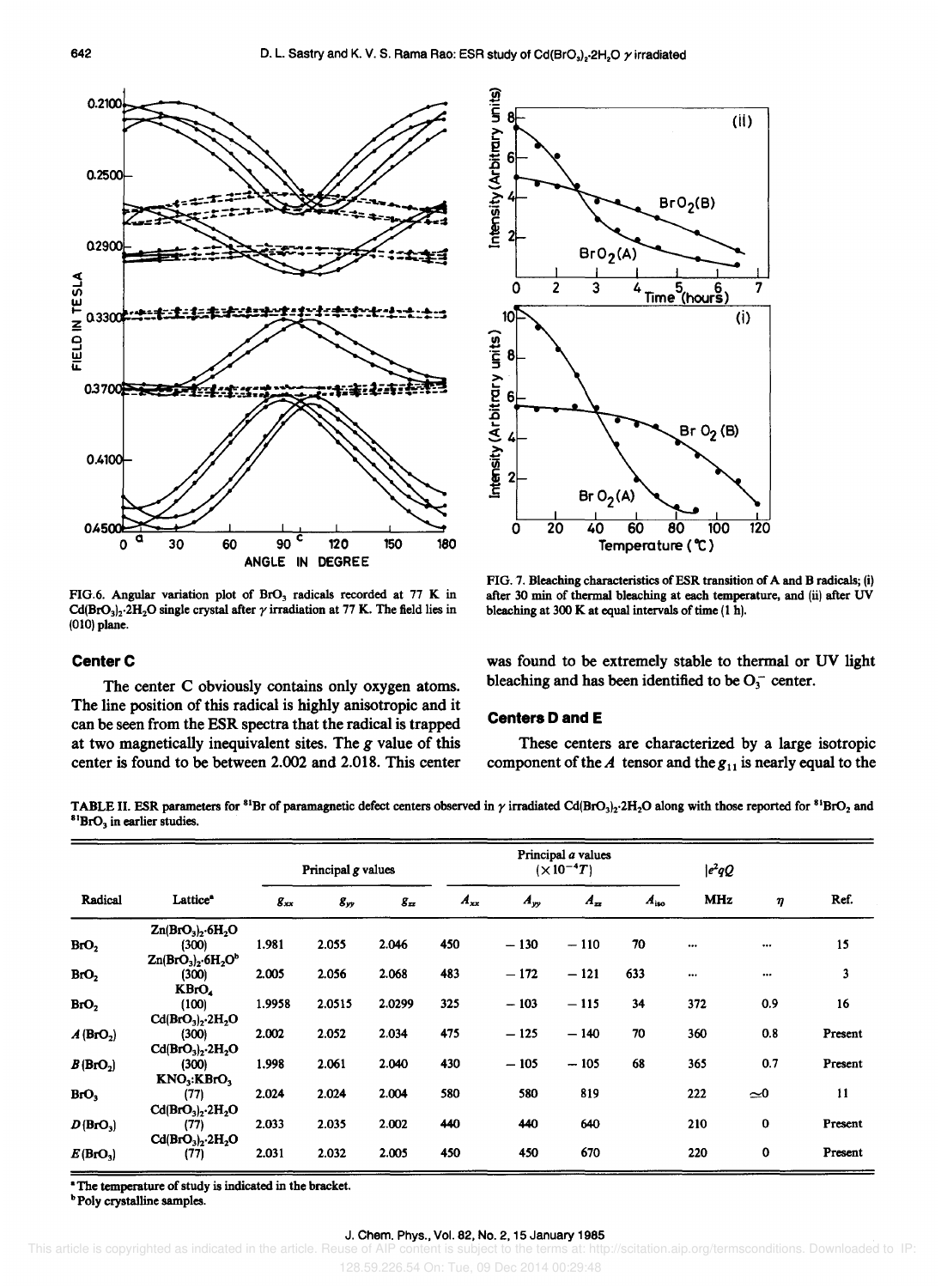FIG.6. Angular variation plot of $BrO_3$ radicals recorded at 77 K in $Cd(BrO_3)_2 \cdot 2H_2O$ single crystal after $\gamma$ irradiation at 77 K. The field lies in (010) plane.

FIG. 7. Bleaching characteristics of ESR transition of A and B radicals; (i) after 30 min of thermal bleaching at each temperature, and (ii) after UV bleaching at 300 K at equal intervals of time (1 h).

### Center C

The center C obviously contains only oxygen atoms. The line position of this radical is highly anisotropic and it can be seen from the ESR spectra that the radical is trapped at two magnetically inequivalent sites. The $g$ value of this center is found to be between 2.002 and 2.018. This center was found to be extremely stable to thermal or UV light bleaching and has been identified to be $O_3^-$ center.

### Centers D and E

These centers are characterized by a large isotropic component of the $A$ tensor and the $g_{11}$ is nearly equal to the

TABLE II. ESR parameters for $^{81}Br$ of paramagnetic defect centers observed in $\gamma$ irradiated $Cd(BrO_3)_2 \cdot 2H_2O$ along with those reported for $^{81}BrO_2$ and $^{81}BrO_3$ in earlier studies.

| Radical | Lattice[a] | Principal $g$ values | | | Principal $a$ values ($\times 10^{-4} T$) | | | | $\lvert e^2qQ \rvert$ | | Ref. |
|---|---|---|---|---|---|---|---|---|---|---|---|
| | | $g_{xx}$ | $g_{yy}$ | $g_{zz}$ | $A_{xx}$ | $A_{yy}$ | $A_{zz}$ | $A_{iso}$ | MHz | $\eta$ | |
| $BrO_2$ | $Zn(BrO_3)_2 \cdot 6H_2O$ (300) | 1.981 | 2.055 | 2.046 | 450 | −130 | −110 | 70 | ... | ... | 15 |
| $BrO_2$ | $Zn(BrO_3)_2 \cdot 6H_2O$[b] (300) | 2.005 | 2.056 | 2.068 | 483 | −172 | −121 | 633 | ... | ... | 3 |
| $BrO_2$ | $KBrO_4$ (100) | 1.9958 | 2.0515 | 2.0299 | 325 | −103 | −115 | 34 | 372 | 0.9 | 16 |
| $A$ ($BrO_2$) | $Cd(BrO_3)_2 \cdot 2H_2O$ (300) | 2.002 | 2.052 | 2.034 | 475 | −125 | −140 | 70 | 360 | 0.8 | Present |
| $B$ ($BrO_2$) | $Cd(BrO_3)_2 \cdot 2H_2O$ (300) | 1.998 | 2.061 | 2.040 | 430 | −105 | −105 | 68 | 365 | 0.7 | Present |
| $BrO_3$ | $KNO_3:KBrO_3$ (77) | 2.024 | 2.024 | 2.004 | 580 | 580 | 819 | | 222 | $\simeq 0$ | 11 |
| $D$ ($BrO_3$) | $Cd(BrO_3)_2 \cdot 2H_2O$ (77) | 2.033 | 2.035 | 2.002 | 440 | 440 | 640 | | 210 | 0 | Present |
| $E$ ($BrO_3$) | $Cd(BrO_3)_2 \cdot 2H_2O$ (77) | 2.031 | 2.032 | 2.005 | 450 | 450 | 670 | | 220 | 0 | Present |

[a] The temperature of study is indicated in the bracket.

[b] Poly crystalline samples.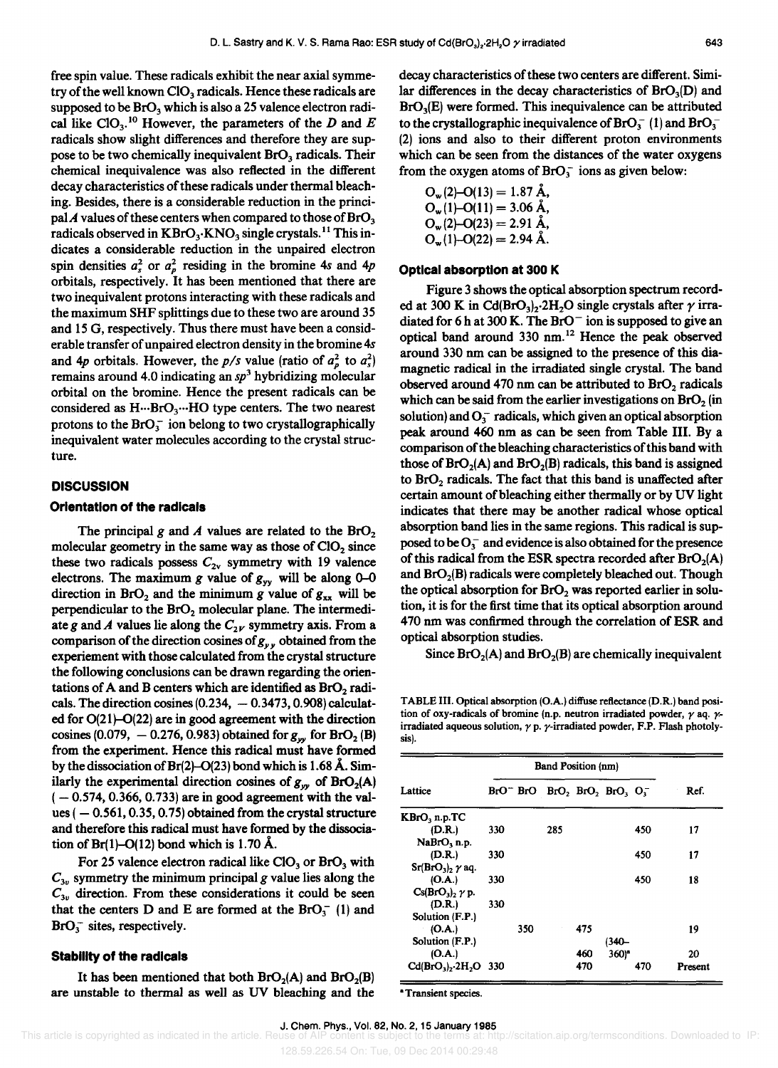free spin value. These radicals exhibit the near axial symmetry of the well known $ClO_3$ radicals. Hence these radicals are supposed to be $BrO_3$ which is also a 25 valence electron radical like $ClO_3$.[10] However, the parameters of the $D$ and $E$ radicals show slight differences and therefore they are suppose to be two chemically inequivalent $BrO_3$ radicals. Their chemical inequivalence was also reflected in the different decay characteristics of these radicals under thermal bleaching. Besides, there is a considerable reduction in the principal $A$ values of these centers when compared to those of $BrO_3$ radicals observed in $KBrO_3 \cdot KNO_3$ single crystals.[11] This indicates a considerable reduction in the unpaired electron spin densities $a_s^2$ or $a_p^2$ residing in the bromine $4s$ and $4p$ orbitals, respectively. It has been mentioned that there are two inequivalent protons interacting with these radicals and the maximum SHF splittings due to these two are around 35 and 15 G, respectively. Thus there must have been a considerable transfer of unpaired electron density in the bromine $4s$ and $4p$ orbitals. However, the $p/s$ value (ratio of $a_p^2$ to $a_s^2$) remains around 4.0 indicating an $sp^3$ hybridizing molecular orbital on the bromine. Hence the present radicals can be considered as $H \cdots BrO_3 \cdots HO$ type centers. The two nearest protons to the $BrO_3^-$ ion belong to two crystallographically inequivalent water molecules according to the crystal structure.

## DISCUSSION

### Orientation of the radicals

The principal $g$ and $A$ values are related to the $BrO_2$ molecular geometry in the same way as those of $ClO_2$ since these two radicals possess $C_{2v}$ symmetry with 19 valence electrons. The maximum $g$ value of $g_{yy}$ will be along O–O direction in $BrO_2$ and the minimum $g$ value of $g_{xx}$ will be perpendicular to the $BrO_2$ molecular plane. The intermediate $g$ and $A$ values lie along the $C_{2V}$ symmetry axis. From a comparison of the direction cosines of $g_{yy}$ obtained from the experiement with those calculated from the crystal structure the following conclusions can be drawn regarding the orientations of A and B centers which are identified as $BrO_2$ radicals. The direction cosines (0.234, −0.3473, 0.908) calculated for O(21)–O(22) are in good agreement with the direction cosines (0.079, −0.276, 0.983) obtained for $g_{yy}$ for $BrO_2$ (B) from the experiment. Hence this radical must have formed by the dissociation of Br(2)–O(23) bond which is 1.68 Å. Similarly the experimental direction cosines of $g_{yy}$ of $BrO_2$(A) (−0.574, 0.366, 0.733) are in good agreement with the values (−0.561, 0.35, 0.75) obtained from the crystal structure and therefore this radical must have formed by the dissociation of Br(1)–O(12) bond which is 1.70 Å.

For 25 valence electron radical like $ClO_3$ or $BrO_3$ with $C_{3v}$ symmetry the minimum principal $g$ value lies along the $C_{3v}$ direction. From these considerations it could be seen that the centers D and E are formed at the $BrO_3^-$ (1) and $BrO_3^-$ sites, respectively.

### Stability of the radicals

It has been mentioned that both $BrO_2$(A) and $BrO_2$(B) are unstable to thermal as well as UV bleaching and the decay characteristics of these two centers are different. Similar differences in the decay characteristics of $BrO_3$(D) and $BrO_3$(E) were formed. This inequivalence can be attributed to the crystallographic inequivalence of $BrO_3^-$ (1) and $BrO_3^-$ (2) ions and also to their different proton environments which can be seen from the distances of the water oxygens from the oxygen atoms of $BrO_3^-$ ions as given below:

$O_w$(2)–O(13) = 1.87 Å,
$O_w$(1)–O(11) = 3.06 Å,
$O_w$(2)–O(23) = 2.91 Å,
$O_w$(1)–O(22) = 2.94 Å.

### Optical absorption at 300 K

Figure 3 shows the optical absorption spectrum recorded at 300 K in $Cd(BrO_3)_2 \cdot 2H_2O$ single crystals after $\gamma$ irradiated for 6 h at 300 K. The $BrO^-$ ion is supposed to give an optical band around 330 nm.[12] Hence the peak observed around 330 nm can be assigned to the presence of this diamagnetic radical in the irradiated single crystal. The band observed around 470 nm can be attributed to $BrO_2$ radicals which can be said from the earlier investigations on $BrO_2$ (in solution) and $O_3^-$ radicals, which given an optical absorption peak around 460 nm as can be seen from Table III. By a comparison of the bleaching characteristics of this band with those of $BrO_2$(A) and $BrO_2$(B) radicals, this band is assigned to $BrO_2$ radicals. The fact that this band is unaffected after certain amount of bleaching either thermally or by UV light indicates that there may be another radical whose optical absorption band lies in the same regions. This radical is supposed to be $O_3^-$ and evidence is also obtained for the presence of this radical from the ESR spectra recorded after $BrO_2$(A) and $BrO_2$(B) radicals were completely bleached out. Though the optical absorption for $BrO_2$ was reported earlier in solution, it is for the first time that its optical absorption around 470 nm was confirmed through the correlation of ESR and optical absorption studies.

Since $BrO_2$(A) and $BrO_2$(B) are chemically inequivalent

TABLE III. Optical absorption (O.A.) diffuse reflectance (D.R.) band position of oxy-radicals of bromine (n.p. neutron irradiated powder, $\gamma$ aq. $\gamma$-irradiated aqueous solution, $\gamma$ p. $\gamma$-irradiated powder, F.P. Flash photolysis).

| Lattice | Band Position (nm) | | | | | | Ref. |
|---|---|---|---|---|---|---|---|
| | $BrO^-$ | BrO | $BrO_2$ | $BrO_2$ | $BrO_3$ | $O_3^-$ | |
| $KBrO_3$ n.p.TC (D.R.) | 330 | | 285 | | | 450 | 17 |
| $NaBrO_3$ n.p. (D.R.) | 330 | | | | | 450 | 17 |
| $Sr(BrO_3)_2$ $\gamma$ aq. (O.A.) | 330 | | | | | 450 | 18 |
| $Cs(BrO_3)_2$ $\gamma$ p. (D.R.) | 330 | | | | | | |
| Solution (F.P.) (O.A.) | | 350 | | 475 | | | 19 |
| Solution (F.P.) (O.A.) | | | | 460 | (340–360)[a] | | 20 |
| $Cd(BrO_3)_2 \cdot 2H_2O$ | 330 | | | 470 | | 470 | Present |

[a] Transient species.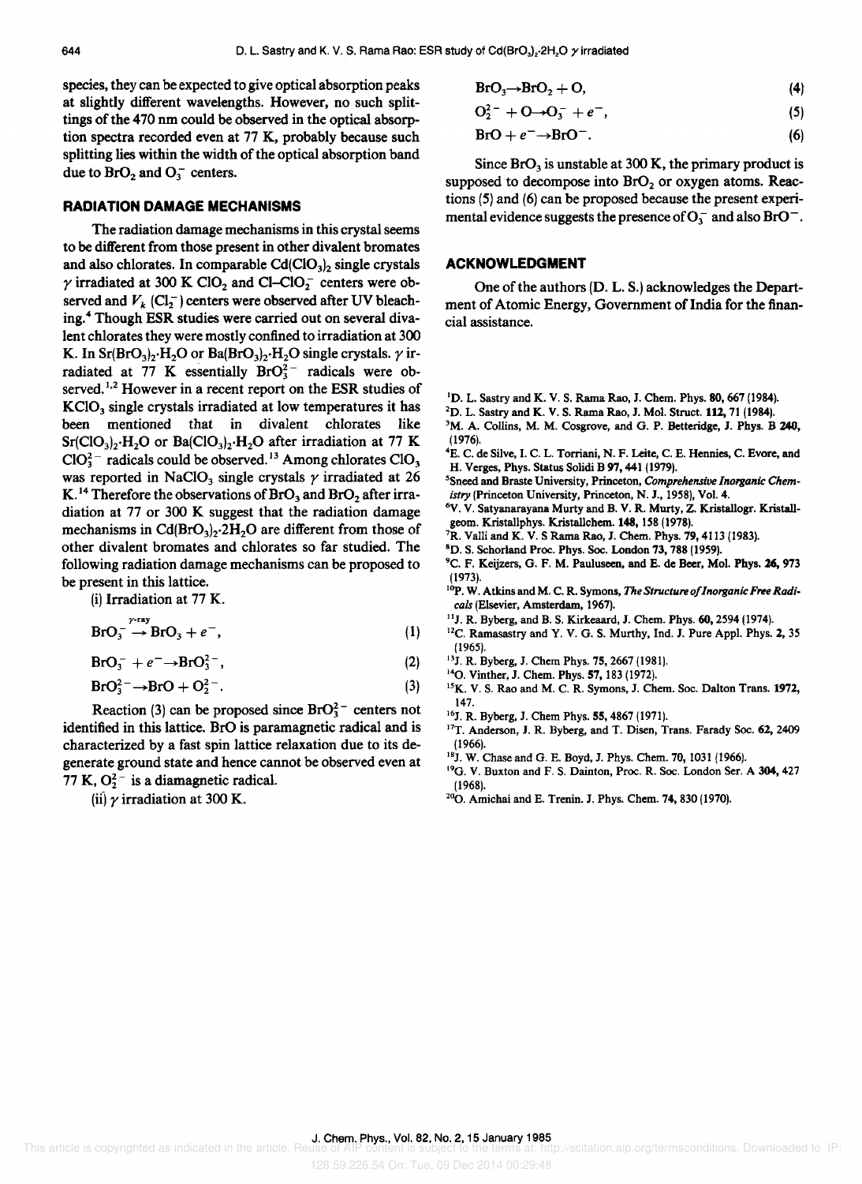species, they can be expected to give optical absorption peaks at slightly different wavelengths. However, no such splittings of the 470 nm could be observed in the optical absorption spectra recorded even at 77 K, probably because such splitting lies within the width of the optical absorption band due to $BrO_2$ and $O_3^-$ centers.

## RADIATION DAMAGE MECHANISMS

The radiation damage mechanisms in this crystal seems to be diferent from those present in other divalent bromates and also chlorates. In comparable $Cd(ClO_3)_2$ single crystals $\gamma$ irradiated at 300 K $ClO_2$ and $Cl–ClO_2^-$ centers were observed and $V_k$ ($Cl_2^-$) centers were observed after UV bleaching.[4] Though ESR studies were carried out on several divalent chlorates they were mostly confined to irradiation at 300 K. In $Sr(BrO_3)_2 \cdot H_2O$ or $Ba(BrO_3)_2 \cdot H_2O$ single crystals. $\gamma$ irradiated at 77 K essentially $BrO_3^{2-}$ radicals were observed.[1,2] However in a recent report on the ESR studies of $KClO_3$ single crystals irradiated at low temperatures it has been mentioned that in divalent chlorates like $Sr(ClO_3)_2 \cdot H_2O$ or $Ba(ClO_3)_2 \cdot H_2O$ after irradiation at 77 K $ClO_3^{2-}$ radicals could be observed.[13] Among chlorates $ClO_3$ was reported in $NaClO_3$ single crystals $\gamma$ irradiated at 26 K.[14] Therefore the observations of $BrO_3$ and $BrO_2$ after irradiation at 77 or 300 K suggest that the radiation damage mechanisms in $Cd(BrO_3)_2 \cdot 2H_2O$ are different from those of other divalent bromates and chlorates so far studied. The following radiation damage mechanisms can be proposed to be present in this lattice.

(i) Irradiation at 77 K.

$$BrO_3^- \xrightarrow{\gamma\text{-ray}} BrO_3 + e^-, \tag{1}$$

$$BrO_3^- + e^- \rightarrow BrO_3^{2-}, \tag{2}$$

$$BrO_3^{2-} \rightarrow BrO + O_2^{2-}. \tag{3}$$

Reaction (3) can be proposed since $BrO_3^{2-}$ centers not identified in this lattice. BrO is paramagnetic radical and is characterized by a fast spin lattice relaxation due to its degenerate ground state and hence cannot be observed even at 77 K, $O_2^{2-}$ is a diamagnetic radical.

(ii) $\gamma$ irradiation at 300 K.

$$BrO_3 \rightarrow BrO_2 + O, \tag{4}$$

$$O_2^{2-} + O \rightarrow O_3^- + e^-, \tag{5}$$

$$BrO + e^- \rightarrow BrO^-. \tag{6}$$

Since $BrO_3$ is unstable at 300 K, the primary product is supposed to decompose into $BrO_2$ or oxygen atoms. Reactions (5) and (6) can be proposed because the present experimental evidence suggests the presence of $O_3^-$ and also $BrO^-$.

## ACKNOWLEDGMENT

One of the authors (D. L. S.) acknowledges the Department of Atomic Energy, Government of India for the financial assistance.

[1] D. L. Sastry and K. V. S. Rama Rao, J. Chem. Phys. **80**, 667 (1984).
[2] D. L. Sastry and K. V. S. Rama Rao, J. Mol. Struct. **112**, 71 (1984).
[3] M. A. Collins, M. M. Cosgrove, and G. P. Betteridge, J. Phys. B **240**, (1976).
[4] E. C. de Silve, I. C. L. Torriani, N. F. Leite, C. E. Hennies, C. Evore, and H. Verges, Phys. Status Solidi B **97**, 441 (1979).
[5] Sneed and Braste University, Princeton, *Comprehensive Inorganic Chemistry* (Princeton University, Princeton, N. J., 1958), Vol. 4.
[6] V. V. Satyanarayana Murty and B. V. R. Murty, Z. Kristallogr. Kristallgeom. Kristallphys. Kristallchem. **148**, 158 (1978).
[7] R. Valli and K. V. S Rama Rao, J. Chem. Phys. **79**, 4113 (1983).
[8] D. S. Schorland Proc. Phys. Soc. London **73**, 788 (1959).
[9] C. F. Keijzers, G. F. M. Pauluseen, and E. de Beer, Mol. Phys. **26**, 973 (1973).
[10] P. W. Atkins and M. C. R. Symons, *The Structure of Inorganic Free Radicals* (Elsevier, Amsterdam, 1967).
[11] J. R. Byberg, and B. S. Kirkeaard, J. Chem. Phys. **60**, 2594 (1974).
[12] C. Ramasastry and Y. V. G. S. Murthy, Ind. J. Pure Appl. Phys. **2**, 35 (1965).
[13] J. R. Byberg, J. Chem Phys. **75**, 2667 (1981).
[14] O. Vinther, J. Chem. Phys. **57**, 183 (1972).
[15] K. V. S. Rao and M. C. R. Symons, J. Chem. Soc. Dalton Trans. **1972**, 147.
[16] J. R. Byberg, J. Chem Phys. **55**, 4867 (1971).
[17] T. Anderson, J. R. Byberg, and T. Disen, Trans. Farady Soc. **62**, 2409 (1966).
[18] J. W. Chase and G. E. Boyd, J. Phys. Chem. **70**, 1031 (1966).
[19] G. V. Buxton and F. S. Dainton, Proc. R. Soc. London Ser. A **304**, 427 (1968).
[20] O. Amichai and E. Trenin. J. Phys. Chem. **74**, 830 (1970).